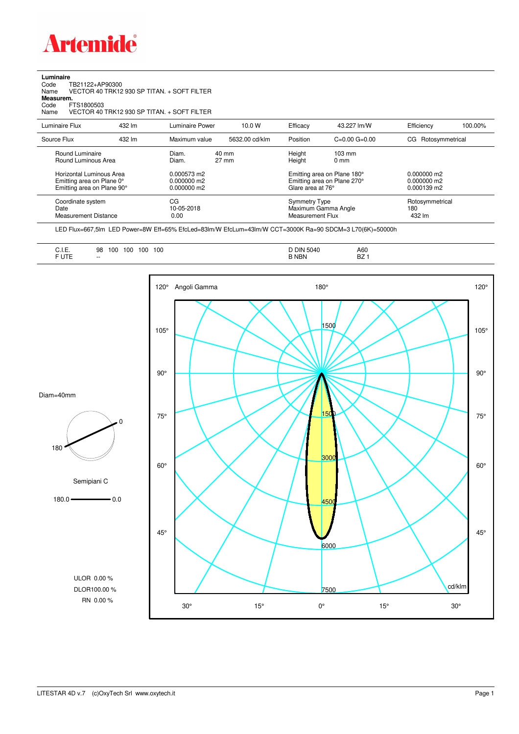# Artemide

**Luminaire**
Code TB21122+AP90300
Name VECTOR 40 TRK12 930 SP TITAN. + SOFT FILTER
**Measurem.**
Code FTS1800503
Name VECTOR 40 TRK12 930 SP TITAN. + SOFT FILTER

| Luminaire Flux | 432 lm | Luminaire Power | 10.0 W | Efficacy | 43.227 lm/W | Efficiency | 100.00% |
|---|---|---|---|---|---|---|---|
| Source Flux | 432 lm | Maximum value | 5632.00 cd/klm | Position | C=0.00 G=0.00 | CG Rotosymmetrical | |

| | | | |
|---|---|---|---|
| Round Luminaire | Diam. 40 mm | Height 103 mm | |
| Round Luminous Area | Diam. 27 mm | Height 0 mm | |
| Horizontal Luminous Area | 0.000573 m2 | Emitting area on Plane 180° | 0.000000 m2 |
| Emitting area on Plane 0° | 0.000000 m2 | Emitting area on Plane 270° | 0.000000 m2 |
| Emitting area on Plane 90° | 0.000000 m2 | Glare area at 76° | 0.000139 m2 |
| Coordinate system | CG | Symmetry Type | Rotosymmetrical |
| Date | 10-05-2018 | Maximum Gamma Angle | 180 |
| Measurement Distance | 0.00 | Measurement Flux | 432 lm |

LED Flux=667,5lm LED Power=8W Eff=65% EfcLed=83lm/W EfcLum=43lm/W CCT=3000K Ra=90 SDCM=3 L70(6K)=50000h

| | | | |
|---|---|---|---|
| C.I.E. | 98 100 100 100 100 | D DIN 5040 | A60 |
| F UTE | -- | B NBN | BZ 1 |

Diam=40mm

Semipiani C

180.0 — 0.0

ULOR 0.00 %
DLOR100.00 %
RN 0.00 %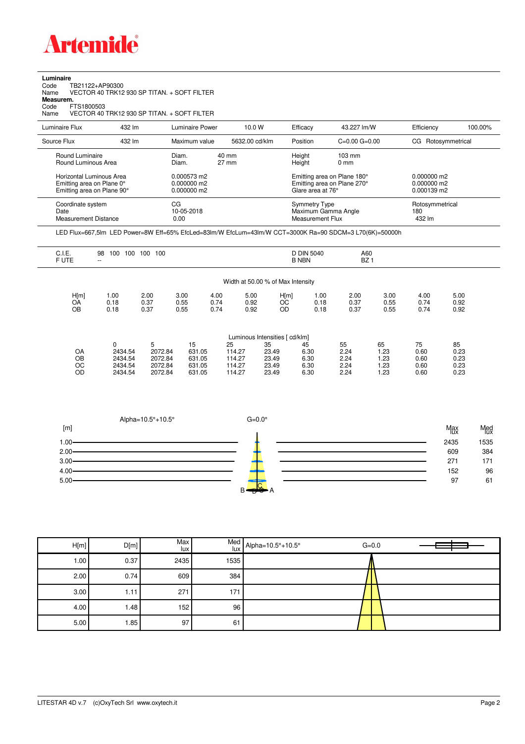Artemide

**Luminaire**
Code TB21122+AP90300
Name VECTOR 40 TRK12 930 SP TITAN. + SOFT FILTER
**Measurem.**
Code FTS1800503
Name VECTOR 40 TRK12 930 SP TITAN. + SOFT FILTER

| | | | | | | | |
|---|---|---|---|---|---|---|---|
| Luminaire Flux | 432 lm | Luminaire Power | 10.0 W | Efficacy | 43.227 lm/W | Efficiency | 100.00% |
| Source Flux | 432 lm | Maximum value | 5632.00 cd/klm | Position | C=0.00 G=0.00 | CG | Rotosymmetrical |

| | | | | | |
|---|---|---|---|---|---|
| Round Luminaire | Diam. | 40 mm | Height | 103 mm | |
| Round Luminous Area | Diam. | 27 mm | Height | 0 mm | |
| Horizontal Luminous Area | 0.000573 m2 | | Emitting area on Plane 180° | | 0.000000 m2 |
| Emitting area on Plane 0° | 0.000000 m2 | | Emitting area on Plane 270° | | 0.000000 m2 |
| Emitting area on Plane 90° | 0.000000 m2 | | Glare area at 76° | | 0.000139 m2 |

| | | | |
|---|---|---|---|
| Coordinate system | CG | Symmetry Type | Rotosymmetrical |
| Date | 10-05-2018 | Maximum Gamma Angle | 180 |
| Measurement Distance | 0.00 | Measurement Flux | 432 lm |

LED Flux=667,5lm LED Power=8W Eff=65% EfcLed=83lm/W EfcLum=43lm/W CCT=3000K Ra=90 SDCM=3 L70(6K)=50000h

| | | | |
|---|---|---|---|
| C.I.E. | 98 100 100 100 100 | D DIN 5040 | A60 |
| F UTE | -- | B NBN | BZ 1 |

Width at 50.00 % of Max Intensity

| H[m] | 1.00 | 2.00 | 3.00 | 4.00 | 5.00 | H[m] | 1.00 | 2.00 | 3.00 | 4.00 | 5.00 |
|---|---|---|---|---|---|---|---|---|---|---|---|
| OA | 0.18 | 0.37 | 0.55 | 0.74 | 0.92 | OC | 0.18 | 0.37 | 0.55 | 0.74 | 0.92 |
| OB | 0.18 | 0.37 | 0.55 | 0.74 | 0.92 | OD | 0.18 | 0.37 | 0.55 | 0.74 | 0.92 |

Luminous Intensities [ cd/klm]

| | 0 | 5 | 15 | 25 | 35 | 45 | 55 | 65 | 75 | 85 |
|---|---|---|---|---|---|---|---|---|---|---|
| OA | 2434.54 | 2072.84 | 631.05 | 114.27 | 23.49 | 6.30 | 2.24 | 1.23 | 0.60 | 0.23 |
| OB | 2434.54 | 2072.84 | 631.05 | 114.27 | 23.49 | 6.30 | 2.24 | 1.23 | 0.60 | 0.23 |
| OC | 2434.54 | 2072.84 | 631.05 | 114.27 | 23.49 | 6.30 | 2.24 | 1.23 | 0.60 | 0.23 |
| OD | 2434.54 | 2072.84 | 631.05 | 114.27 | 23.49 | 6.30 | 2.24 | 1.23 | 0.60 | 0.23 |

Alpha=10.5°+10.5°
G=0.0°
[m]
1.00
2.00
3.00
4.00
5.00
B D C A
Max lux: 2435, 609, 271, 152, 97
Med lux: 1535, 384, 171, 96, 61

| H[m] | D[m] | Max lux | Med lux | Alpha=10.5°+10.5° G=0.0 |
|---|---|---|---|---|
| 1.00 | 0.37 | 2435 | 1535 | |
| 2.00 | 0.74 | 609 | 384 | |
| 3.00 | 1.11 | 271 | 171 | |
| 4.00 | 1.48 | 152 | 96 | |
| 5.00 | 1.85 | 97 | 61 | |

LITESTAR 4D v.7 (c)OxyTech Srl www.oxytech.it